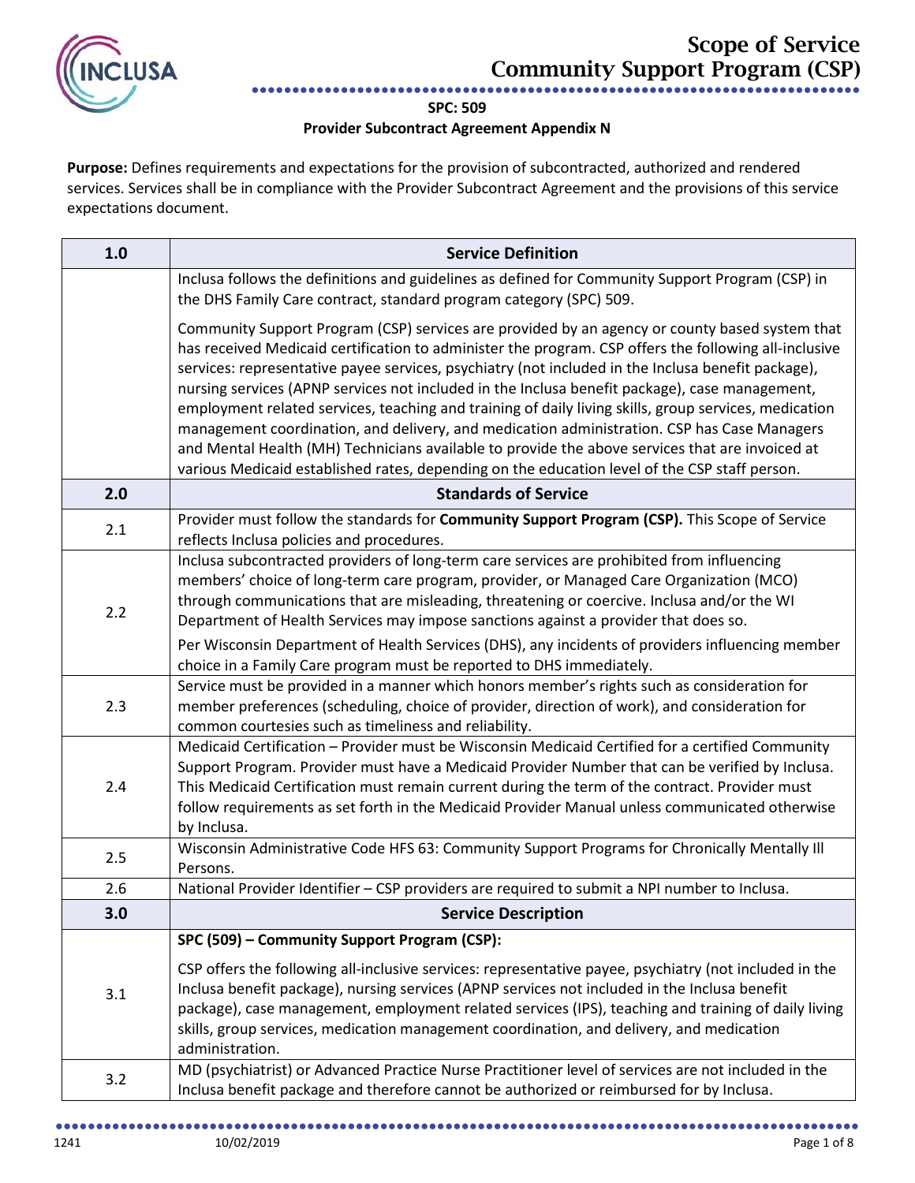# Scope of Service
## Community Support Program (CSP)

**SPC: 509**

**Provider Subcontract Agreement Appendix N**

**Purpose:** Defines requirements and expectations for the provision of subcontracted, authorized and rendered services. Services shall be in compliance with the Provider Subcontract Agreement and the provisions of this service expectations document.

| 1.0 | Service Definition |
|---|---|
| | Inclusa follows the definitions and guidelines as defined for Community Support Program (CSP) in the DHS Family Care contract, standard program category (SPC) 509.<br><br>Community Support Program (CSP) services are provided by an agency or county based system that has received Medicaid certification to administer the program. CSP offers the following all-inclusive services: representative payee services, psychiatry (not included in the Inclusa benefit package), nursing services (APNP services not included in the Inclusa benefit package), case management, employment related services, teaching and training of daily living skills, group services, medication management coordination, and delivery, and medication administration. CSP has Case Managers and Mental Health (MH) Technicians available to provide the above services that are invoiced at various Medicaid established rates, depending on the education level of the CSP staff person. |
| **2.0** | **Standards of Service** |
| 2.1 | Provider must follow the standards for **Community Support Program (CSP).** This Scope of Service reflects Inclusa policies and procedures. |
| 2.2 | Inclusa subcontracted providers of long-term care services are prohibited from influencing members' choice of long-term care program, provider, or Managed Care Organization (MCO) through communications that are misleading, threatening or coercive. Inclusa and/or the WI Department of Health Services may impose sanctions against a provider that does so.<br><br>Per Wisconsin Department of Health Services (DHS), any incidents of providers influencing member choice in a Family Care program must be reported to DHS immediately. |
| 2.3 | Service must be provided in a manner which honors member's rights such as consideration for member preferences (scheduling, choice of provider, direction of work), and consideration for common courtesies such as timeliness and reliability. |
| 2.4 | Medicaid Certification – Provider must be Wisconsin Medicaid Certified for a certified Community Support Program. Provider must have a Medicaid Provider Number that can be verified by Inclusa. This Medicaid Certification must remain current during the term of the contract. Provider must follow requirements as set forth in the Medicaid Provider Manual unless communicated otherwise by Inclusa. |
| 2.5 | Wisconsin Administrative Code HFS 63: Community Support Programs for Chronically Mentally Ill Persons. |
| 2.6 | National Provider Identifier – CSP providers are required to submit a NPI number to Inclusa. |
| **3.0** | **Service Description** |
| 3.1 | **SPC (509) – Community Support Program (CSP):**<br><br>CSP offers the following all-inclusive services: representative payee, psychiatry (not included in the Inclusa benefit package), nursing services (APNP services not included in the Inclusa benefit package), case management, employment related services (IPS), teaching and training of daily living skills, group services, medication management coordination, and delivery, and medication administration. |
| 3.2 | MD (psychiatrist) or Advanced Practice Nurse Practitioner level of services are not included in the Inclusa benefit package and therefore cannot be authorized or reimbursed for by Inclusa. |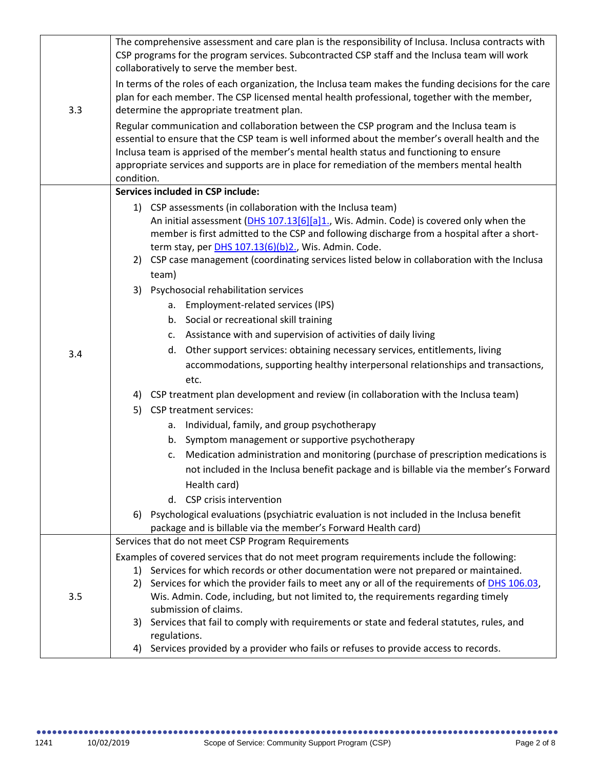| | |
|---|---|
| 3.3 | The comprehensive assessment and care plan is the responsibility of Inclusa. Inclusa contracts with CSP programs for the program services. Subcontracted CSP staff and the Inclusa team will work collaboratively to serve the member best.<br><br>In terms of the roles of each organization, the Inclusa team makes the funding decisions for the care plan for each member. The CSP licensed mental health professional, together with the member, determine the appropriate treatment plan.<br><br>Regular communication and collaboration between the CSP program and the Inclusa team is essential to ensure that the CSP team is well informed about the member's overall health and the Inclusa team is apprised of the member's mental health status and functioning to ensure appropriate services and supports are in place for remediation of the members mental health condition. |
| 3.4 | **Services included in CSP include:**<br>1) CSP assessments (in collaboration with the Inclusa team)<br>An initial assessment (DHS 107.13[6][a]1., Wis. Admin. Code) is covered only when the member is first admitted to the CSP and following discharge from a hospital after a short-term stay, per DHS 107.13(6)(b)2., Wis. Admin. Code.<br>2) CSP case management (coordinating services listed below in collaboration with the Inclusa team)<br>3) Psychosocial rehabilitation services<br>a. Employment-related services (IPS)<br>b. Social or recreational skill training<br>c. Assistance with and supervision of activities of daily living<br>d. Other support services: obtaining necessary services, entitlements, living accommodations, supporting healthy interpersonal relationships and transactions, etc.<br>4) CSP treatment plan development and review (in collaboration with the Inclusa team)<br>5) CSP treatment services:<br>a. Individual, family, and group psychotherapy<br>b. Symptom management or supportive psychotherapy<br>c. Medication administration and monitoring (purchase of prescription medications is not included in the Inclusa benefit package and is billable via the member's Forward Health card)<br>d. CSP crisis intervention<br>6) Psychological evaluations (psychiatric evaluation is not included in the Inclusa benefit package and is billable via the member's Forward Health card) |
| 3.5 | Services that do not meet CSP Program Requirements<br><br>Examples of covered services that do not meet program requirements include the following:<br>1) Services for which records or other documentation were not prepared or maintained.<br>2) Services for which the provider fails to meet any or all of the requirements of DHS 106.03, Wis. Admin. Code, including, but not limited to, the requirements regarding timely submission of claims.<br>3) Services that fail to comply with requirements or state and federal statutes, rules, and regulations.<br>4) Services provided by a provider who fails or refuses to provide access to records. |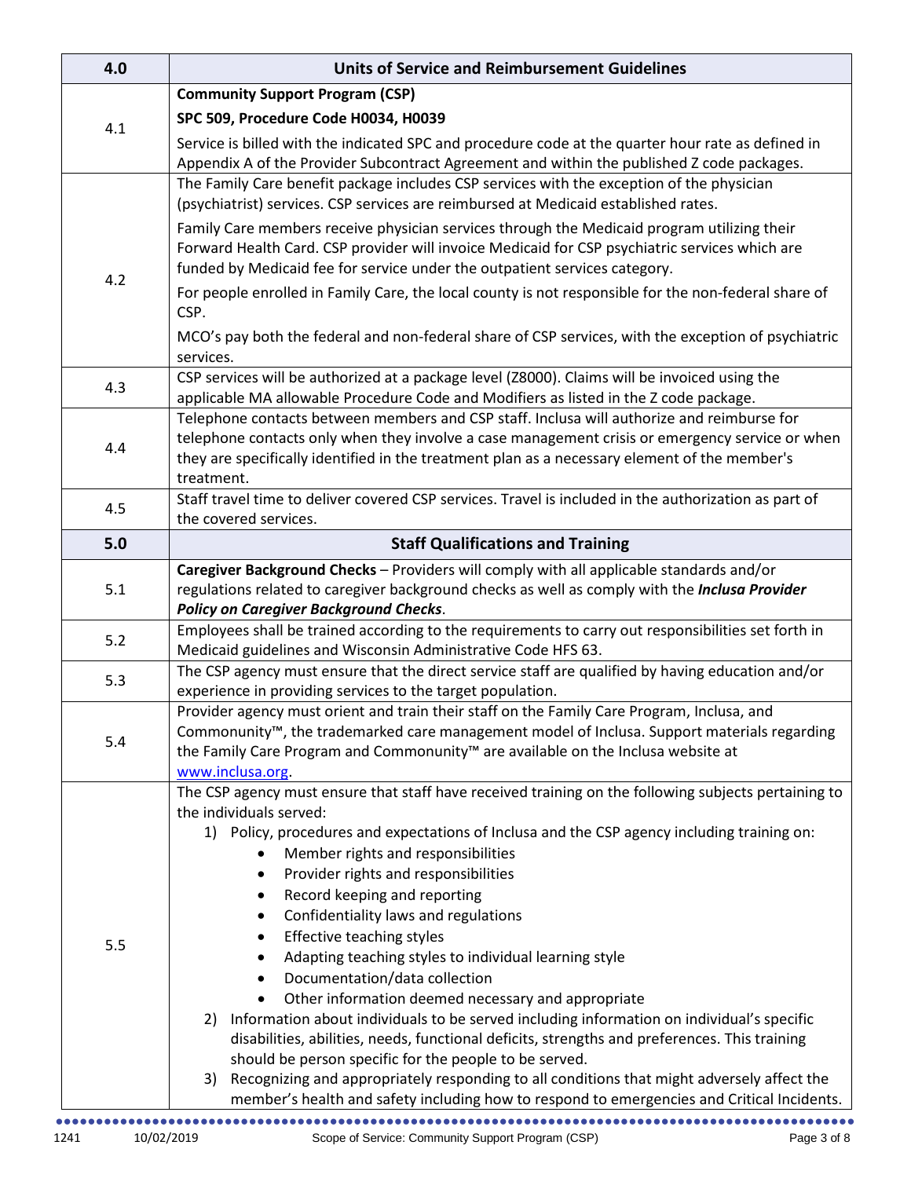| 4.0 | Units of Service and Reimbursement Guidelines |
|---|---|
| 4.1 | **Community Support Program (CSP)**<br>**SPC 509, Procedure Code H0034, H0039**<br>Service is billed with the indicated SPC and procedure code at the quarter hour rate as defined in Appendix A of the Provider Subcontract Agreement and within the published Z code packages. |
| 4.2 | The Family Care benefit package includes CSP services with the exception of the physician (psychiatrist) services. CSP services are reimbursed at Medicaid established rates.<br>Family Care members receive physician services through the Medicaid program utilizing their Forward Health Card. CSP provider will invoice Medicaid for CSP psychiatric services which are funded by Medicaid fee for service under the outpatient services category.<br>For people enrolled in Family Care, the local county is not responsible for the non-federal share of CSP.<br>MCO's pay both the federal and non-federal share of CSP services, with the exception of psychiatric services. |
| 4.3 | CSP services will be authorized at a package level (Z8000). Claims will be invoiced using the applicable MA allowable Procedure Code and Modifiers as listed in the Z code package. |
| 4.4 | Telephone contacts between members and CSP staff. Inclusa will authorize and reimburse for telephone contacts only when they involve a case management crisis or emergency service or when they are specifically identified in the treatment plan as a necessary element of the member's treatment. |
| 4.5 | Staff travel time to deliver covered CSP services. Travel is included in the authorization as part of the covered services. |
| **5.0** | **Staff Qualifications and Training** |
| 5.1 | **Caregiver Background Checks** – Providers will comply with all applicable standards and/or regulations related to caregiver background checks as well as comply with the ***Inclusa Provider Policy on Caregiver Background Checks***. |
| 5.2 | Employees shall be trained according to the requirements to carry out responsibilities set forth in Medicaid guidelines and Wisconsin Administrative Code HFS 63. |
| 5.3 | The CSP agency must ensure that the direct service staff are qualified by having education and/or experience in providing services to the target population. |
| 5.4 | Provider agency must orient and train their staff on the Family Care Program, Inclusa, and Commonunity™, the trademarked care management model of Inclusa. Support materials regarding the Family Care Program and Commonunity™ are available on the Inclusa website at www.inclusa.org. |
| 5.5 | The CSP agency must ensure that staff have received training on the following subjects pertaining to the individuals served:<br>1) Policy, procedures and expectations of Inclusa and the CSP agency including training on:<br>• Member rights and responsibilities<br>• Provider rights and responsibilities<br>• Record keeping and reporting<br>• Confidentiality laws and regulations<br>• Effective teaching styles<br>• Adapting teaching styles to individual learning style<br>• Documentation/data collection<br>• Other information deemed necessary and appropriate<br>2) Information about individuals to be served including information on individual's specific disabilities, abilities, needs, functional deficits, strengths and preferences. This training should be person specific for the people to be served.<br>3) Recognizing and appropriately responding to all conditions that might adversely affect the member's health and safety including how to respond to emergencies and Critical Incidents. |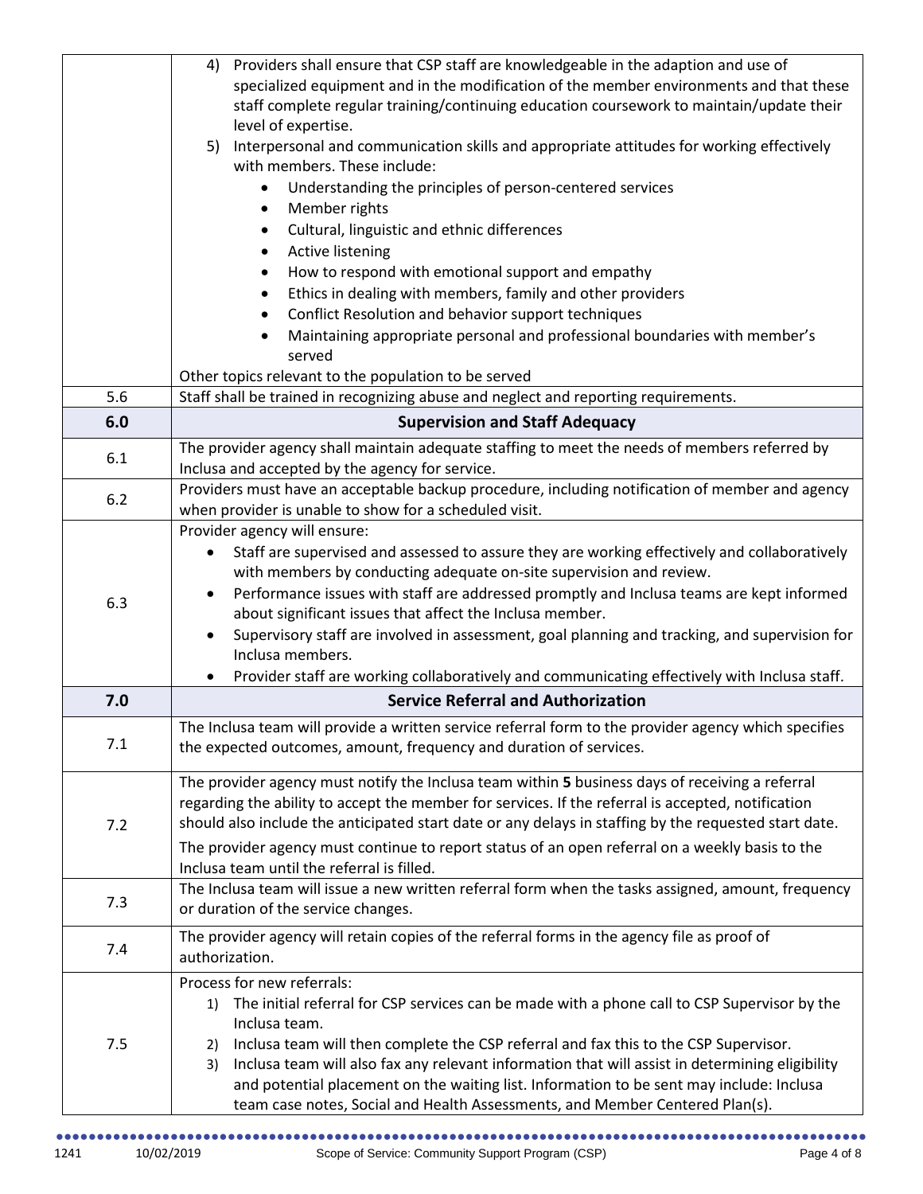| | |
|---|---|
| | 4) Providers shall ensure that CSP staff are knowledgeable in the adaption and use of specialized equipment and in the modification of the member environments and that these staff complete regular training/continuing education coursework to maintain/update their level of expertise.<br>5) Interpersonal and communication skills and appropriate attitudes for working effectively with members. These include:<br>• Understanding the principles of person-centered services<br>• Member rights<br>• Cultural, linguistic and ethnic differences<br>• Active listening<br>• How to respond with emotional support and empathy<br>• Ethics in dealing with members, family and other providers<br>• Conflict Resolution and behavior support techniques<br>• Maintaining appropriate personal and professional boundaries with member's served<br>Other topics relevant to the population to be served |
| 5.6 | Staff shall be trained in recognizing abuse and neglect and reporting requirements. |
| **6.0** | **Supervision and Staff Adequacy** |
| 6.1 | The provider agency shall maintain adequate staffing to meet the needs of members referred by Inclusa and accepted by the agency for service. |
| 6.2 | Providers must have an acceptable backup procedure, including notification of member and agency when provider is unable to show for a scheduled visit. |
| 6.3 | Provider agency will ensure:<br>• Staff are supervised and assessed to assure they are working effectively and collaboratively with members by conducting adequate on-site supervision and review.<br>• Performance issues with staff are addressed promptly and Inclusa teams are kept informed about significant issues that affect the Inclusa member.<br>• Supervisory staff are involved in assessment, goal planning and tracking, and supervision for Inclusa members.<br>• Provider staff are working collaboratively and communicating effectively with Inclusa staff. |
| **7.0** | **Service Referral and Authorization** |
| 7.1 | The Inclusa team will provide a written service referral form to the provider agency which specifies the expected outcomes, amount, frequency and duration of services. |
| 7.2 | The provider agency must notify the Inclusa team within **5** business days of receiving a referral regarding the ability to accept the member for services. If the referral is accepted, notification should also include the anticipated start date or any delays in staffing by the requested start date.<br>The provider agency must continue to report status of an open referral on a weekly basis to the Inclusa team until the referral is filled. |
| 7.3 | The Inclusa team will issue a new written referral form when the tasks assigned, amount, frequency or duration of the service changes. |
| 7.4 | The provider agency will retain copies of the referral forms in the agency file as proof of authorization. |
| 7.5 | Process for new referrals:<br>1) The initial referral for CSP services can be made with a phone call to CSP Supervisor by the Inclusa team.<br>2) Inclusa team will then complete the CSP referral and fax this to the CSP Supervisor.<br>3) Inclusa team will also fax any relevant information that will assist in determining eligibility and potential placement on the waiting list. Information to be sent may include: Inclusa team case notes, Social and Health Assessments, and Member Centered Plan(s). |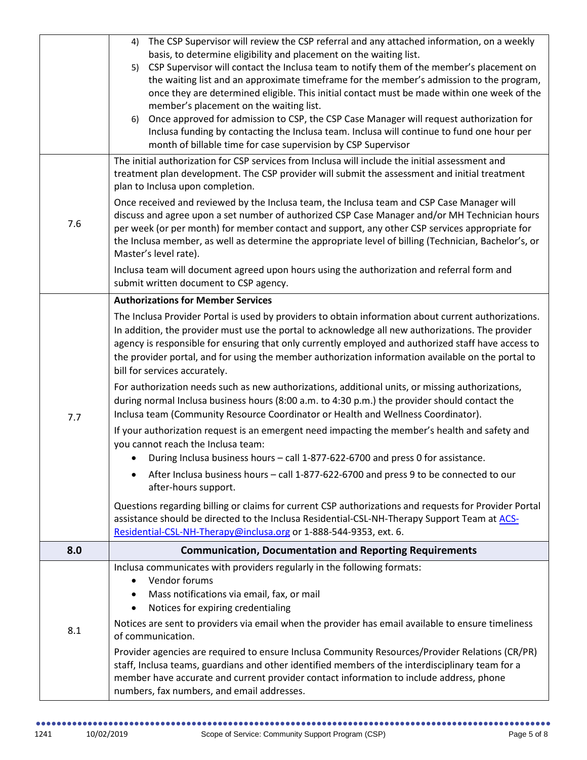| | |
|---|---|
| | 4) The CSP Supervisor will review the CSP referral and any attached information, on a weekly basis, to determine eligibility and placement on the waiting list.<br>5) CSP Supervisor will contact the Inclusa team to notify them of the member's placement on the waiting list and an approximate timeframe for the member's admission to the program, once they are determined eligible. This initial contact must be made within one week of the member's placement on the waiting list.<br>6) Once approved for admission to CSP, the CSP Case Manager will request authorization for Inclusa funding by contacting the Inclusa team. Inclusa will continue to fund one hour per month of billable time for case supervision by CSP Supervisor |
| 7.6 | The initial authorization for CSP services from Inclusa will include the initial assessment and treatment plan development. The CSP provider will submit the assessment and initial treatment plan to Inclusa upon completion.<br><br>Once received and reviewed by the Inclusa team, the Inclusa team and CSP Case Manager will discuss and agree upon a set number of authorized CSP Case Manager and/or MH Technician hours per week (or per month) for member contact and support, any other CSP services appropriate for the Inclusa member, as well as determine the appropriate level of billing (Technician, Bachelor's, or Master's level rate).<br><br>Inclusa team will document agreed upon hours using the authorization and referral form and submit written document to CSP agency. |
| 7.7 | **Authorizations for Member Services**<br><br>The Inclusa Provider Portal is used by providers to obtain information about current authorizations. In addition, the provider must use the portal to acknowledge all new authorizations. The provider agency is responsible for ensuring that only currently employed and authorized staff have access to the provider portal, and for using the member authorization information available on the portal to bill for services accurately.<br><br>For authorization needs such as new authorizations, additional units, or missing authorizations, during normal Inclusa business hours (8:00 a.m. to 4:30 p.m.) the provider should contact the Inclusa team (Community Resource Coordinator or Health and Wellness Coordinator).<br><br>If your authorization request is an emergent need impacting the member's health and safety and you cannot reach the Inclusa team:<br>• During Inclusa business hours – call 1-877-622-6700 and press 0 for assistance.<br>• After Inclusa business hours – call 1-877-622-6700 and press 9 to be connected to our after-hours support.<br><br>Questions regarding billing or claims for current CSP authorizations and requests for Provider Portal assistance should be directed to the Inclusa Residential-CSL-NH-Therapy Support Team at ACS-Residential-CSL-NH-Therapy@inclusa.org or 1-888-544-9353, ext. 6. |
| **8.0** | **Communication, Documentation and Reporting Requirements** |
| 8.1 | Inclusa communicates with providers regularly in the following formats:<br>• Vendor forums<br>• Mass notifications via email, fax, or mail<br>• Notices for expiring credentialing<br><br>Notices are sent to providers via email when the provider has email available to ensure timeliness of communication.<br><br>Provider agencies are required to ensure Inclusa Community Resources/Provider Relations (CR/PR) staff, Inclusa teams, guardians and other identified members of the interdisciplinary team for a member have accurate and current provider contact information to include address, phone numbers, fax numbers, and email addresses. |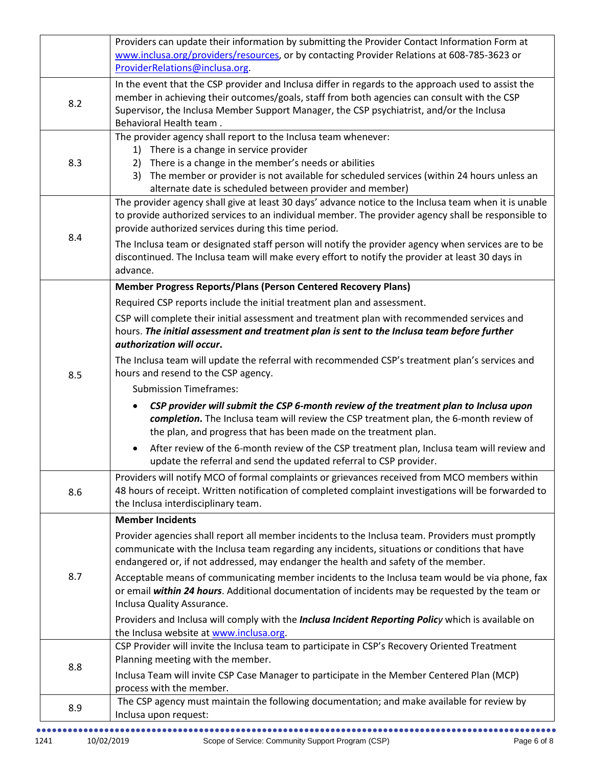| | |
|---|---|
| | Providers can update their information by submitting the Provider Contact Information Form at www.inclusa.org/providers/resources, or by contacting Provider Relations at 608-785-3623 or ProviderRelations@inclusa.org. |
| 8.2 | In the event that the CSP provider and Inclusa differ in regards to the approach used to assist the member in achieving their outcomes/goals, staff from both agencies can consult with the CSP Supervisor, the Inclusa Member Support Manager, the CSP psychiatrist, and/or the Inclusa Behavioral Health team . |
| 8.3 | The provider agency shall report to the Inclusa team whenever:<br>1) There is a change in service provider<br>2) There is a change in the member's needs or abilities<br>3) The member or provider is not available for scheduled services (within 24 hours unless an alternate date is scheduled between provider and member) |
| 8.4 | The provider agency shall give at least 30 days' advance notice to the Inclusa team when it is unable to provide authorized services to an individual member. The provider agency shall be responsible to provide authorized services during this time period.<br><br>The Inclusa team or designated staff person will notify the provider agency when services are to be discontinued. The Inclusa team will make every effort to notify the provider at least 30 days in advance. |
| 8.5 | **Member Progress Reports/Plans (Person Centered Recovery Plans)**<br><br>Required CSP reports include the initial treatment plan and assessment.<br><br>CSP will complete their initial assessment and treatment plan with recommended services and hours. ***The initial assessment and treatment plan is sent to the Inclusa team before further authorization will occur***.<br><br>The Inclusa team will update the referral with recommended CSP's treatment plan's services and hours and resend to the CSP agency.<br><br>Submission Timeframes:<br>• ***CSP provider will submit the CSP 6-month review of the treatment plan to Inclusa upon completion.*** The Inclusa team will review the CSP treatment plan, the 6-month review of the plan, and progress that has been made on the treatment plan.<br>• After review of the 6-month review of the CSP treatment plan, Inclusa team will review and update the referral and send the updated referral to CSP provider. |
| 8.6 | Providers will notify MCO of formal complaints or grievances received from MCO members within 48 hours of receipt. Written notification of completed complaint investigations will be forwarded to the Inclusa interdisciplinary team. |
| 8.7 | **Member Incidents**<br><br>Provider agencies shall report all member incidents to the Inclusa team. Providers must promptly communicate with the Inclusa team regarding any incidents, situations or conditions that have endangered or, if not addressed, may endanger the health and safety of the member.<br><br>Acceptable means of communicating member incidents to the Inclusa team would be via phone, fax or email ***within 24 hours***. Additional documentation of incidents may be requested by the team or Inclusa Quality Assurance.<br><br>Providers and Inclusa will comply with the ***Inclusa Incident Reporting Policy*** which is available on the Inclusa website at www.inclusa.org. |
| 8.8 | CSP Provider will invite the Inclusa team to participate in CSP's Recovery Oriented Treatment Planning meeting with the member.<br><br>Inclusa Team will invite CSP Case Manager to participate in the Member Centered Plan (MCP) process with the member. |
| 8.9 | The CSP agency must maintain the following documentation; and make available for review by Inclusa upon request: |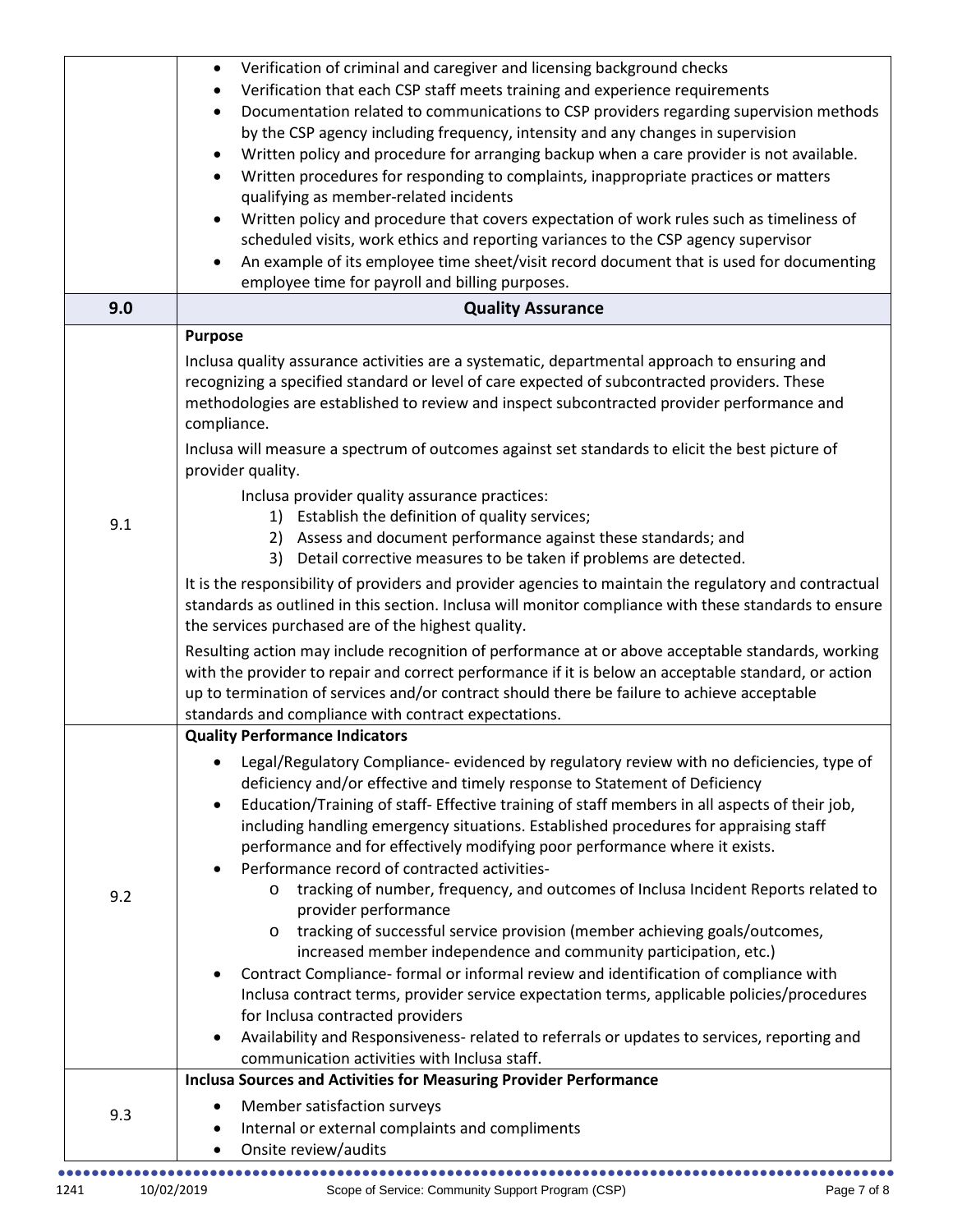| | |
|---|---|
| | • Verification of criminal and caregiver and licensing background checks<br>• Verification that each CSP staff meets training and experience requirements<br>• Documentation related to communications to CSP providers regarding supervision methods by the CSP agency including frequency, intensity and any changes in supervision<br>• Written policy and procedure for arranging backup when a care provider is not available.<br>• Written procedures for responding to complaints, inappropriate practices or matters qualifying as member-related incidents<br>• Written policy and procedure that covers expectation of work rules such as timeliness of scheduled visits, work ethics and reporting variances to the CSP agency supervisor<br>• An example of its employee time sheet/visit record document that is used for documenting employee time for payroll and billing purposes. |
| **9.0** | **Quality Assurance** |
| 9.1 | **Purpose**<br>Inclusa quality assurance activities are a systematic, departmental approach to ensuring and recognizing a specified standard or level of care expected of subcontracted providers. These methodologies are established to review and inspect subcontracted provider performance and compliance.<br>Inclusa will measure a spectrum of outcomes against set standards to elicit the best picture of provider quality.<br>Inclusa provider quality assurance practices:<br>1) Establish the definition of quality services;<br>2) Assess and document performance against these standards; and<br>3) Detail corrective measures to be taken if problems are detected.<br>It is the responsibility of providers and provider agencies to maintain the regulatory and contractual standards as outlined in this section. Inclusa will monitor compliance with these standards to ensure the services purchased are of the highest quality.<br>Resulting action may include recognition of performance at or above acceptable standards, working with the provider to repair and correct performance if it is below an acceptable standard, or action up to termination of services and/or contract should there be failure to achieve acceptable standards and compliance with contract expectations. |
| 9.2 | **Quality Performance Indicators**<br>• Legal/Regulatory Compliance- evidenced by regulatory review with no deficiencies, type of deficiency and/or effective and timely response to Statement of Deficiency<br>• Education/Training of staff- Effective training of staff members in all aspects of their job, including handling emergency situations. Established procedures for appraising staff performance and for effectively modifying poor performance where it exists.<br>• Performance record of contracted activities-<br>&nbsp;&nbsp;&nbsp;&nbsp;o tracking of number, frequency, and outcomes of Inclusa Incident Reports related to provider performance<br>&nbsp;&nbsp;&nbsp;&nbsp;o tracking of successful service provision (member achieving goals/outcomes, increased member independence and community participation, etc.)<br>• Contract Compliance- formal or informal review and identification of compliance with Inclusa contract terms, provider service expectation terms, applicable policies/procedures for Inclusa contracted providers<br>• Availability and Responsiveness- related to referrals or updates to services, reporting and communication activities with Inclusa staff. |
| 9.3 | **Inclusa Sources and Activities for Measuring Provider Performance**<br>• Member satisfaction surveys<br>• Internal or external complaints and compliments<br>• Onsite review/audits |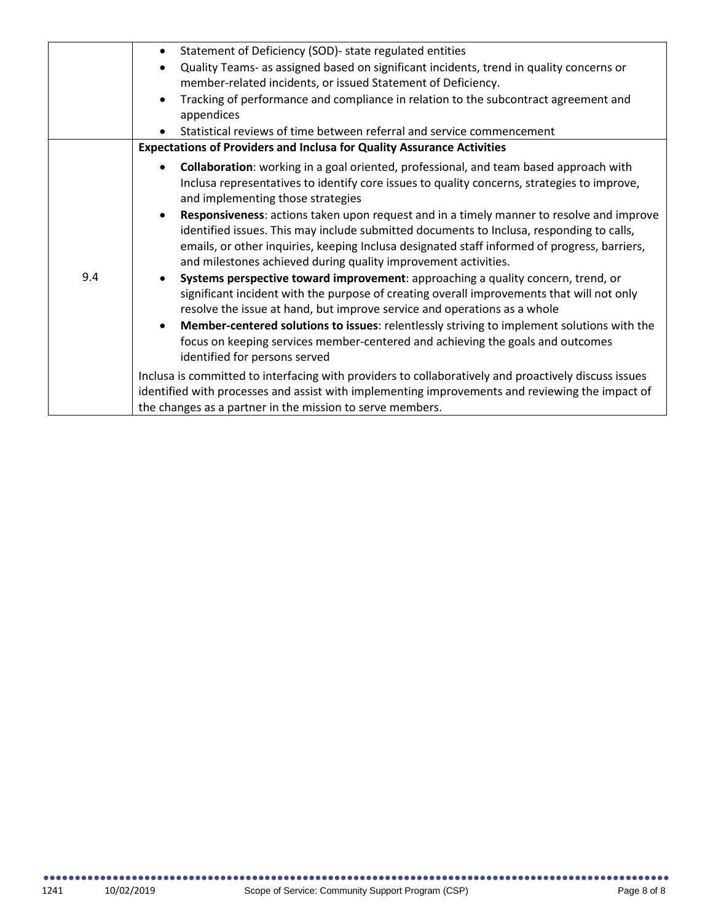| | |
|---|---|
| | • Statement of Deficiency (SOD)- state regulated entities<br>• Quality Teams- as assigned based on significant incidents, trend in quality concerns or member-related incidents, or issued Statement of Deficiency.<br>• Tracking of performance and compliance in relation to the subcontract agreement and appendices<br>• Statistical reviews of time between referral and service commencement |
| 9.4 | **Expectations of Providers and Inclusa for Quality Assurance Activities**<br>• **Collaboration**: working in a goal oriented, professional, and team based approach with Inclusa representatives to identify core issues to quality concerns, strategies to improve, and implementing those strategies<br>• **Responsiveness**: actions taken upon request and in a timely manner to resolve and improve identified issues. This may include submitted documents to Inclusa, responding to calls, emails, or other inquiries, keeping Inclusa designated staff informed of progress, barriers, and milestones achieved during quality improvement activities.<br>• **Systems perspective toward improvement**: approaching a quality concern, trend, or significant incident with the purpose of creating overall improvements that will not only resolve the issue at hand, but improve service and operations as a whole<br>• **Member-centered solutions to issues**: relentlessly striving to implement solutions with the focus on keeping services member-centered and achieving the goals and outcomes identified for persons served<br><br>Inclusa is committed to interfacing with providers to collaboratively and proactively discuss issues identified with processes and assist with implementing improvements and reviewing the impact of the changes as a partner in the mission to serve members. |